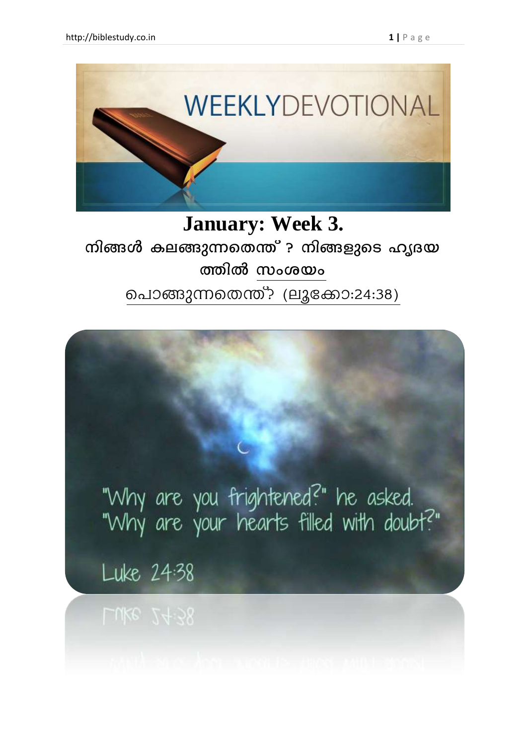# January: Week 3.

**നിങ്ങൾ കലങ്ങുന്നതെന്ത് ? നിങ്ങളുടെ ഹൃദയ ത്തിൽ സംശയം**

പൊങ്ങുന്നതെന്ത്? (ലൂക്കോ:24:38)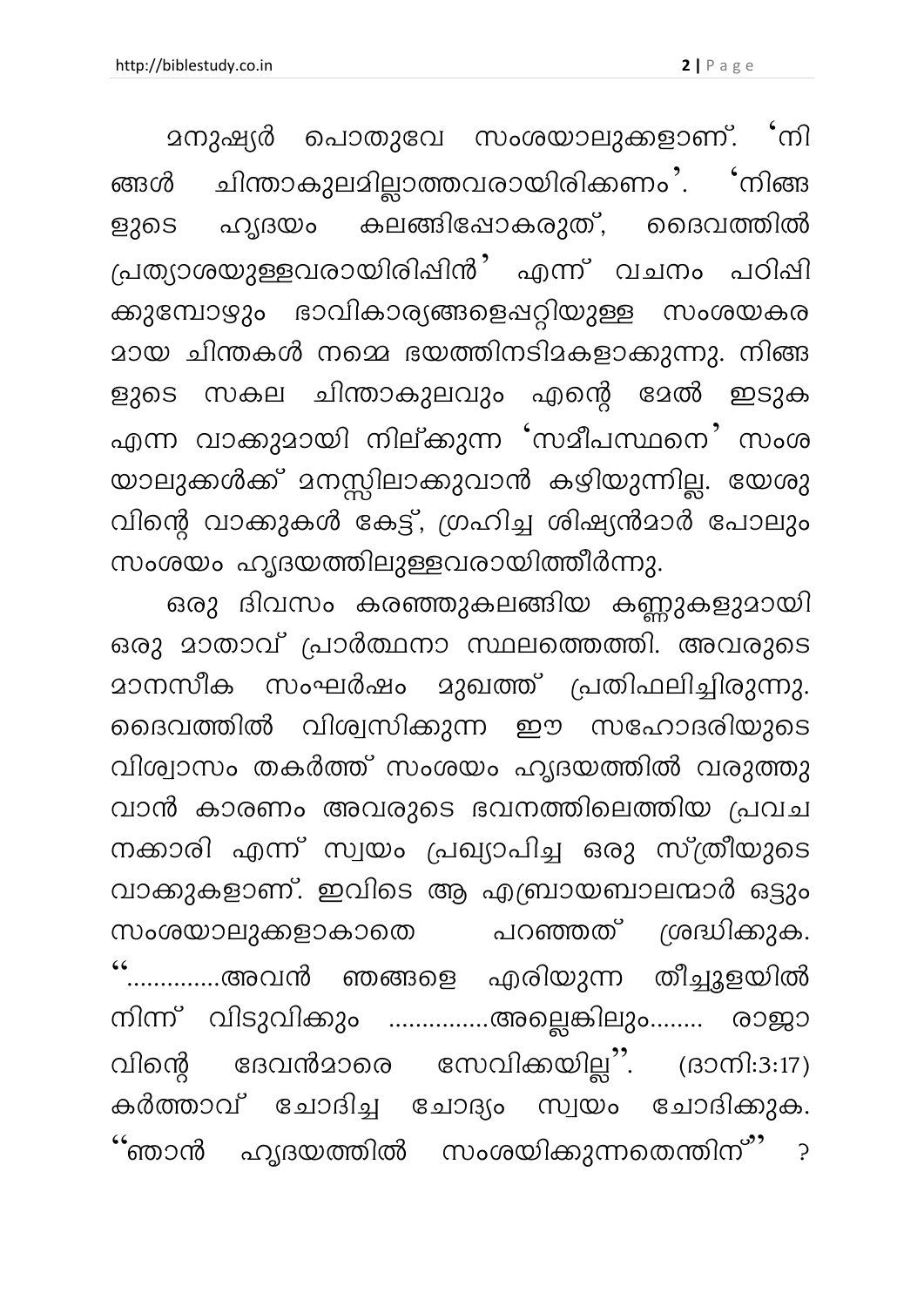മനുഷ്യർ പൊതുവേ സംശയാലുക്കളാണ്. 'നിങ്ങൾ ചിന്താകുലമില്ലാത്തവരായിരിക്കണം'. 'നിങ്ങളുടെ ഹൃദയം കലങ്ങിപ്പോകരുത്, ദൈവത്തിൽ പ്രത്യാശയുള്ളവരായിരിപ്പിൻ' എന്ന് വചനം പഠിപ്പിക്കുമ്പോഴും ഭാവികാര്യങ്ങളെപ്പറ്റിയുള്ള സംശയകരമായ ചിന്തകൾ നമ്മെ ഭയത്തിനടിമകളാക്കുന്നു. നിങ്ങളുടെ സകല ചിന്താകുലവും എന്റെ മേൽ ഇടുക എന്ന വാക്കുമായി നില്ക്കുന്ന 'സമീപസ്ഥനെ' സംശയാലുക്കൾക്ക് മനസ്സിലാക്കുവാൻ കഴിയുന്നില്ല. യേശുവിന്റെ വാക്കുകൾ കേട്ട്, ഗ്രഹിച്ച ശിഷ്യൻമാർ പോലും സംശയം ഹൃദയത്തിലുള്ളവരായിത്തീർന്നു.

ഒരു ദിവസം കരഞ്ഞുകലങ്ങിയ കണ്ണുകളുമായി ഒരു മാതാവ് പ്രാർത്ഥനാ സ്ഥലത്തെത്തി. അവരുടെ മാനസീക സംഘർഷം മുഖത്ത് പ്രതിഫലിച്ചിരുന്നു. ദൈവത്തിൽ വിശ്വസിക്കുന്ന ഈ സഹോദരിയുടെ വിശ്വാസം തകർത്ത് സംശയം ഹൃദയത്തിൽ വരുത്തുവാൻ കാരണം അവരുടെ ഭവനത്തിലെത്തിയ പ്രവചനക്കാരി എന്ന് സ്വയം പ്രഖ്യാപിച്ച ഒരു സ്ത്രീയുടെ വാക്കുകളാണ്. ഇവിടെ ആ എബ്രായബാലന്മാർ ഒട്ടും സംശയാലുക്കളാകാതെ പറഞ്ഞത് ശ്രദ്ധിക്കുക. "..............അവൻ ഞങ്ങളെ എരിയുന്ന തീച്ചൂളയിൽ നിന്ന് വിടുവിക്കും ...............അല്ലെങ്കിലും........ രാജാവിന്റെ ദേവൻമാരെ സേവിക്കയില്ല". (ദാനി:3:17) കർത്താവ് ചോദിച്ച ചോദ്യം സ്വയം ചോദിക്കുക. "ഞാൻ ഹൃദയത്തിൽ സംശയിക്കുന്നതെന്തിന്" ?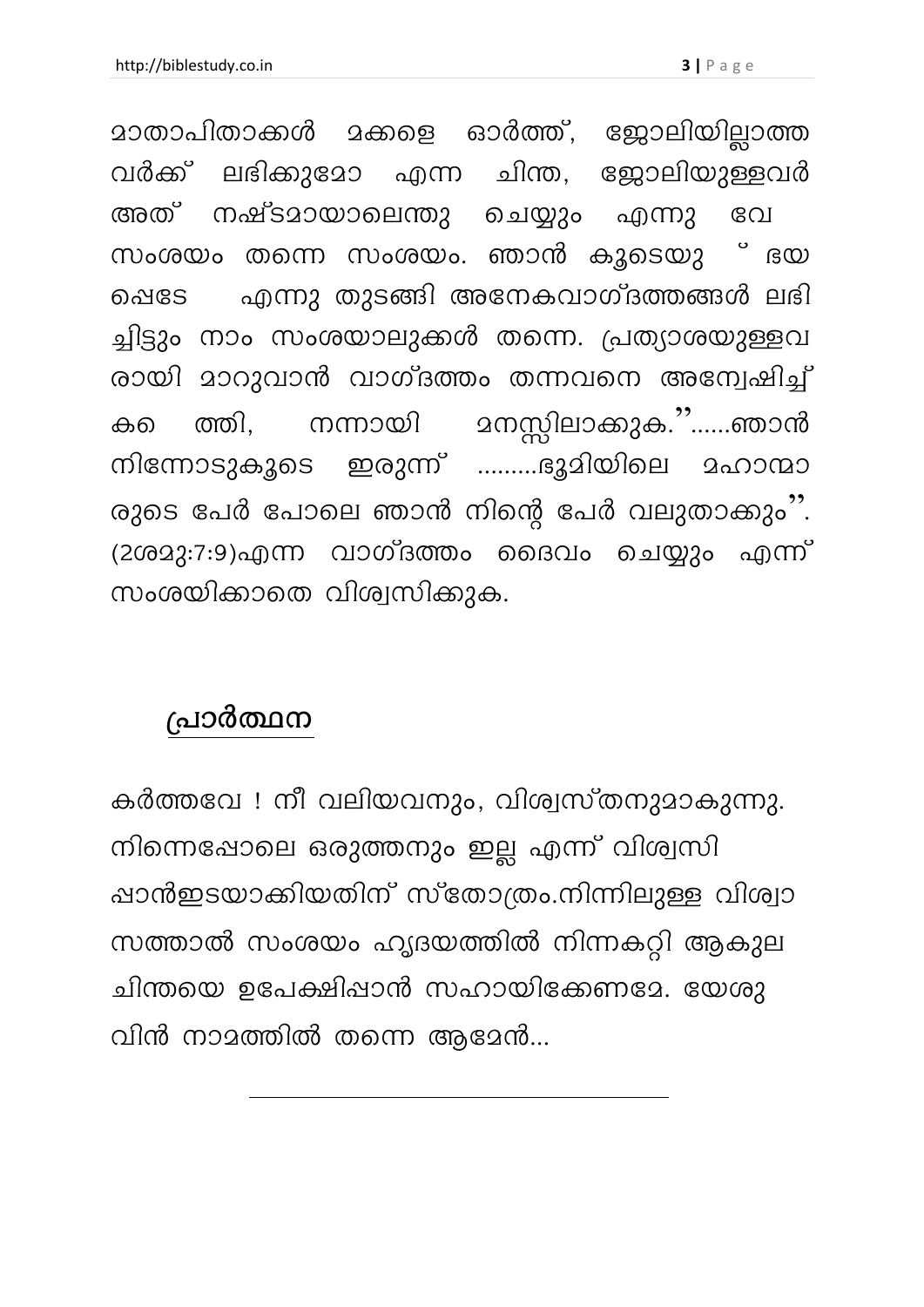മാതാപിതാക്കൾ മക്കളെ ഓർത്ത്, ജോലിയില്ലാത്ത വർക്ക് ലഭിക്കുമോ എന്ന ചിന്ത, ജോലിയുള്ളവർ അത് നഷ്ടമായാലെന്തു ചെയ്യും എന്നു വേ സംശയം തന്നെ സംശയം. ഞാൻ കൂടെയു ് ഭയ ഷെടേ എന്നു തുടങ്ങി അനേകവാഗ്ദത്തങ്ങൾ ലഭി ച്ചിട്ടും നാം സംശയാലുക്കൾ തന്നെ. പ്രത്യാശയുള്ളവ രായി മാറുവാൻ വാഗ്ദത്തം തന്നവനെ അന്വേഷിച്ച് ക ത്തി, നന്നായി മനസ്സിലാക്കുക."......ഞാൻ നിന്നോടുകൂടെ ഇരുന്ന് .........ഭൂമിയിലെ മഹാന്മാ രുടെ പേർ പോലെ ഞാൻ നിന്റെ പേർ വലുതാക്കും". (2ശമു:7:9)എന്ന വാഗ്ദത്തം ദൈവം ചെയ്യും എന്ന് സംശയിക്കാതെ വിശ്വസിക്കുക.

## പ്രാർത്ഥന

കർത്തവേ ! നീ വലിയവനും, വിശ്വസ്തനുമാകുന്നു. നിന്നെഷോലെ ഒരുത്തനും ഇല്ല എന്ന് വിശ്വസി ഷാൻഇടയാക്കിയതിന് സ്തോത്രം.നിന്നിലുള്ള വിശ്വാ സത്താൽ സംശയം ഹൃദയത്തിൽ നിന്നകറ്റി ആകുല ചിന്തയെ ഉപേക്ഷിഷാൻ സഹായിക്കേണമേ. യേശു വിൻ നാമത്തിൽ തന്നെ ആമേൻ...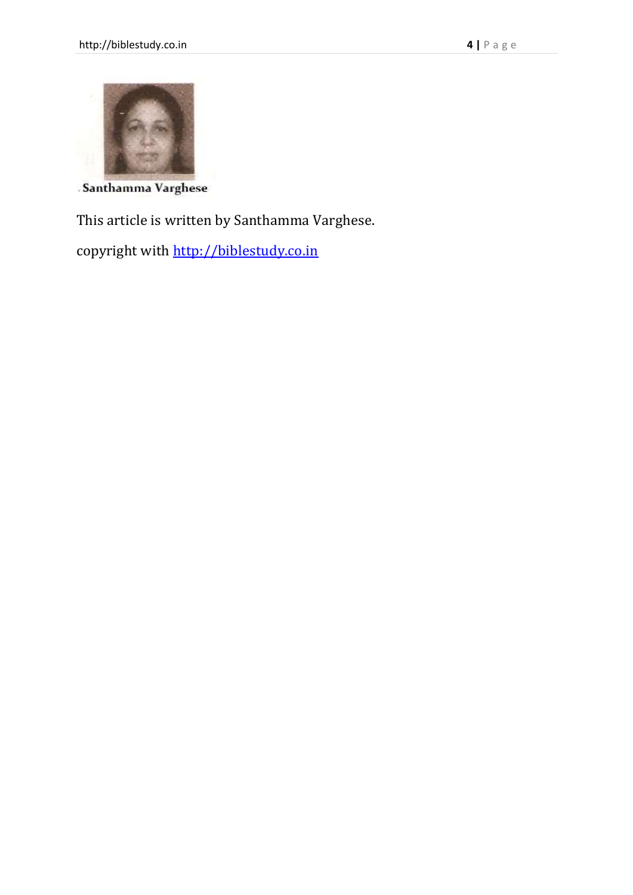Santhamma Varghese

This article is written by Santhamma Varghese.

copyright with [http://biblestudy.co.in](http://biblestudy.co.in)